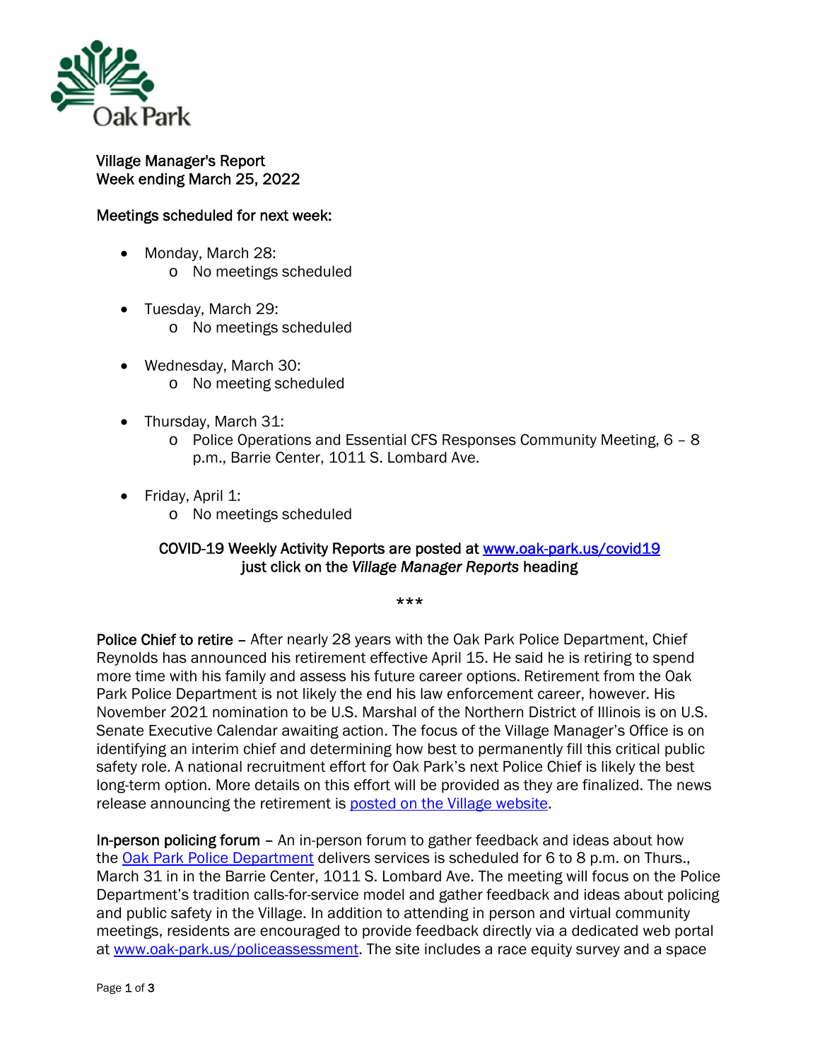Village Manager's Report
Week ending March 25, 2022

Meetings scheduled for next week:

- Monday, March 28:
    - No meetings scheduled
- Tuesday, March 29:
    - No meetings scheduled
- Wednesday, March 30:
    - No meeting scheduled
- Thursday, March 31:
    - Police Operations and Essential CFS Responses Community Meeting, 6 – 8 p.m., Barrie Center, 1011 S. Lombard Ave.
- Friday, April 1:
    - No meetings scheduled

COVID-19 Weekly Activity Reports are posted at [www.oak-park.us/covid19](www.oak-park.us/covid19) just click on the *Village Manager Reports* heading

***

Police Chief to retire – After nearly 28 years with the Oak Park Police Department, Chief Reynolds has announced his retirement effective April 15. He said he is retiring to spend more time with his family and assess his future career options. Retirement from the Oak Park Police Department is not likely the end his law enforcement career, however. His November 2021 nomination to be U.S. Marshal of the Northern District of Illinois is on U.S. Senate Executive Calendar awaiting action. The focus of the Village Manager's Office is on identifying an interim chief and determining how best to permanently fill this critical public safety role. A national recruitment effort for Oak Park's next Police Chief is likely the best long-term option. More details on this effort will be provided as they are finalized. The news release announcing the retirement is posted on the Village website.

In-person policing forum – An in-person forum to gather feedback and ideas about how the Oak Park Police Department delivers services is scheduled for 6 to 8 p.m. on Thurs., March 31 in in the Barrie Center, 1011 S. Lombard Ave. The meeting will focus on the Police Department's tradition calls-for-service model and gather feedback and ideas about policing and public safety in the Village. In addition to attending in person and virtual community meetings, residents are encouraged to provide feedback directly via a dedicated web portal at [www.oak-park.us/policeassessment](www.oak-park.us/policeassessment). The site includes a race equity survey and a space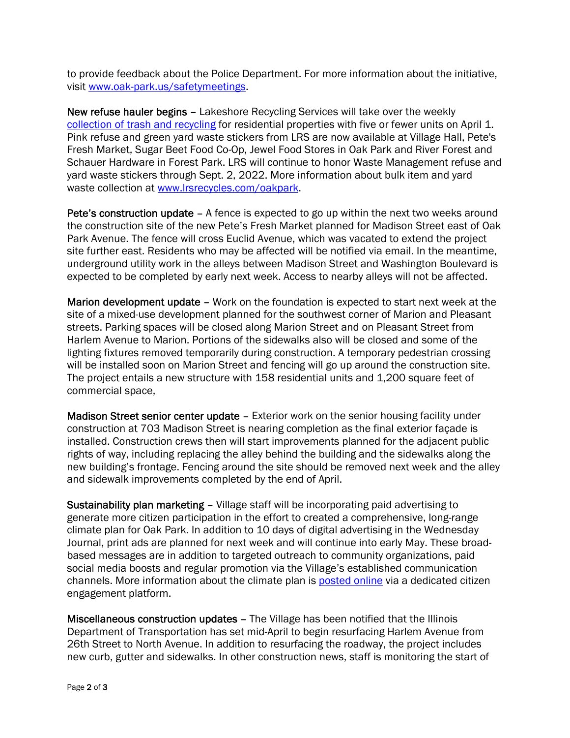to provide feedback about the Police Department. For more information about the initiative, visit [www.oak-park.us/safetymeetings](www.oak-park.us/safetymeetings).

**New refuse hauler begins** – Lakeshore Recycling Services will take over the weekly [collection of trash and recycling](collection of trash and recycling) for residential properties with five or fewer units on April 1. Pink refuse and green yard waste stickers from LRS are now available at Village Hall, Pete's Fresh Market, Sugar Beet Food Co-Op, Jewel Food Stores in Oak Park and River Forest and Schauer Hardware in Forest Park. LRS will continue to honor Waste Management refuse and yard waste stickers through Sept. 2, 2022. More information about bulk item and yard waste collection at [www.lrsrecycles.com/oakpark](www.lrsrecycles.com/oakpark).

**Pete's construction update** – A fence is expected to go up within the next two weeks around the construction site of the new Pete's Fresh Market planned for Madison Street east of Oak Park Avenue. The fence will cross Euclid Avenue, which was vacated to extend the project site further east. Residents who may be affected will be notified via email. In the meantime, underground utility work in the alleys between Madison Street and Washington Boulevard is expected to be completed by early next week. Access to nearby alleys will not be affected.

**Marion development update** – Work on the foundation is expected to start next week at the site of a mixed-use development planned for the southwest corner of Marion and Pleasant streets. Parking spaces will be closed along Marion Street and on Pleasant Street from Harlem Avenue to Marion. Portions of the sidewalks also will be closed and some of the lighting fixtures removed temporarily during construction. A temporary pedestrian crossing will be installed soon on Marion Street and fencing will go up around the construction site. The project entails a new structure with 158 residential units and 1,200 square feet of commercial space,

**Madison Street senior center update** – Exterior work on the senior housing facility under construction at 703 Madison Street is nearing completion as the final exterior façade is installed. Construction crews then will start improvements planned for the adjacent public rights of way, including replacing the alley behind the building and the sidewalks along the new building's frontage. Fencing around the site should be removed next week and the alley and sidewalk improvements completed by the end of April.

**Sustainability plan marketing** – Village staff will be incorporating paid advertising to generate more citizen participation in the effort to created a comprehensive, long-range climate plan for Oak Park. In addition to 10 days of digital advertising in the Wednesday Journal, print ads are planned for next week and will continue into early May. These broad-based messages are in addition to targeted outreach to community organizations, paid social media boosts and regular promotion via the Village's established communication channels. More information about the climate plan is [posted online](posted online) via a dedicated citizen engagement platform.

**Miscellaneous construction updates** – The Village has been notified that the Illinois Department of Transportation has set mid-April to begin resurfacing Harlem Avenue from 26th Street to North Avenue. In addition to resurfacing the roadway, the project includes new curb, gutter and sidewalks. In other construction news, staff is monitoring the start of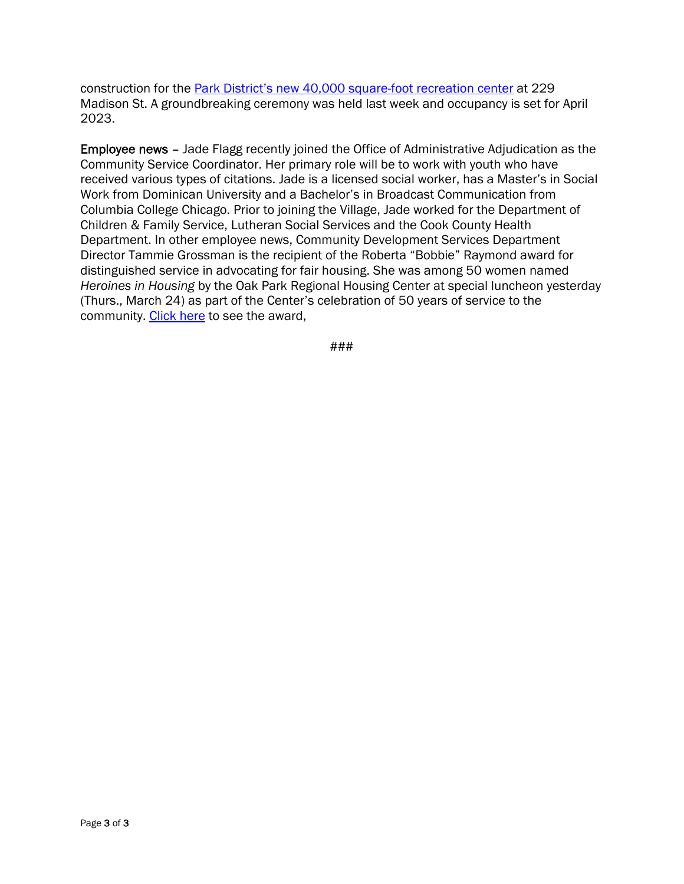construction for the [Park District's new 40,000 square-foot recreation center] at 229 Madison St. A groundbreaking ceremony was held last week and occupancy is set for April 2023.

Employee news – Jade Flagg recently joined the Office of Administrative Adjudication as the Community Service Coordinator. Her primary role will be to work with youth who have received various types of citations. Jade is a licensed social worker, has a Master's in Social Work from Dominican University and a Bachelor's in Broadcast Communication from Columbia College Chicago. Prior to joining the Village, Jade worked for the Department of Children & Family Service, Lutheran Social Services and the Cook County Health Department. In other employee news, Community Development Services Department Director Tammie Grossman is the recipient of the Roberta "Bobbie" Raymond award for distinguished service in advocating for fair housing. She was among 50 women named *Heroines in Housing* by the Oak Park Regional Housing Center at special luncheon yesterday (Thurs., March 24) as part of the Center's celebration of 50 years of service to the community. [Click here] to see the award,

###